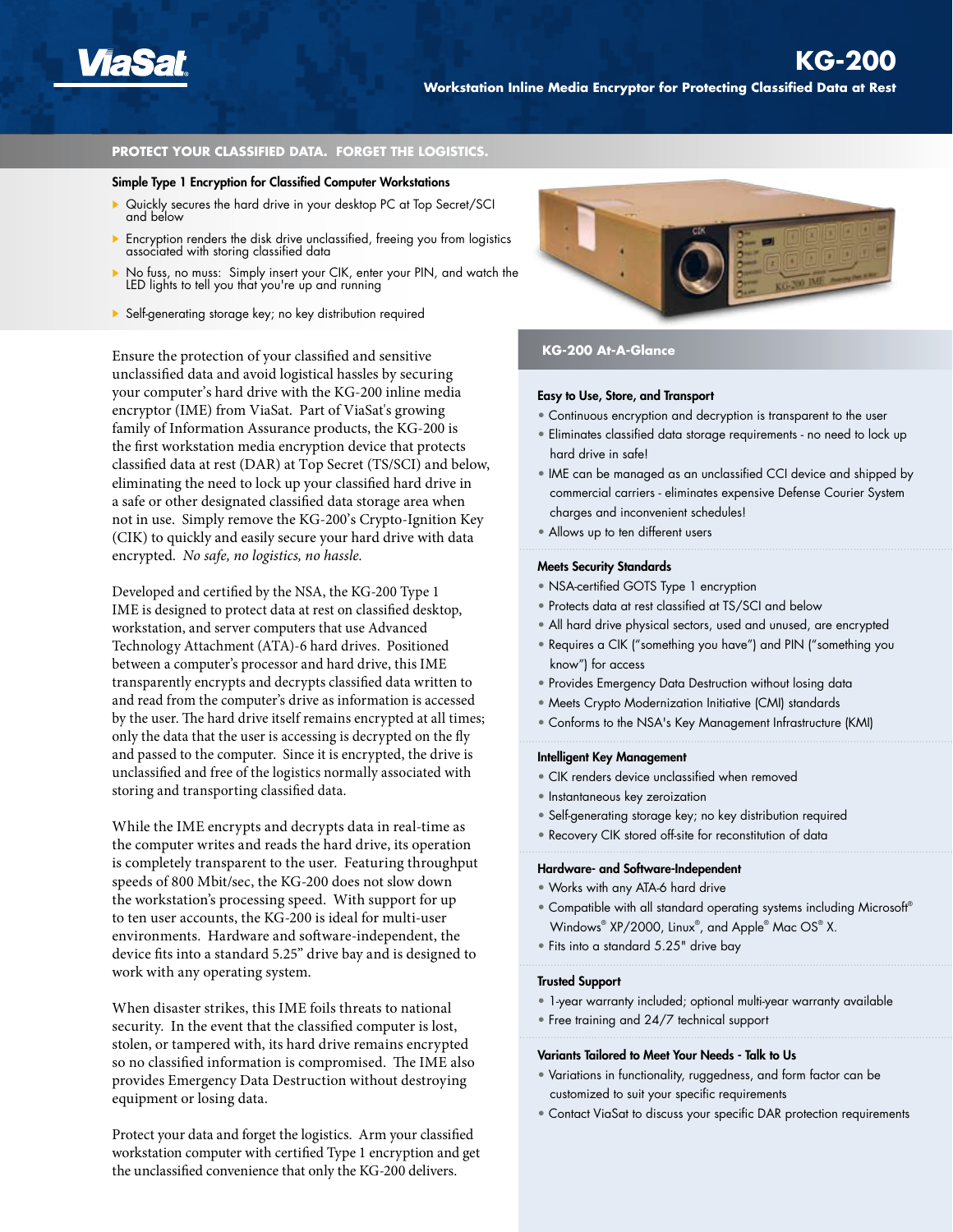ViaSat

# KG-200

## Workstation Inline Media Encryptor for Protecting Classified Data at Rest

## PROTECT YOUR CLASSIFIED DATA. FORGET THE LOGISTICS.

### Simple Type 1 Encryption for Classified Computer Workstations

- Quickly secures the hard drive in your desktop PC at Top Secret/SCI and below
- Encryption renders the disk drive unclassified, freeing you from logistics associated with storing classified data
- No fuss, no muss: Simply insert your CIK, enter your PIN, and watch the LED lights to tell you that you're up and running
- Self-generating storage key; no key distribution required

Ensure the protection of your classified and sensitive unclassified data and avoid logistical hassles by securing your computer's hard drive with the KG-200 inline media encryptor (IME) from ViaSat. Part of ViaSat's growing family of Information Assurance products, the KG-200 is the first workstation media encryption device that protects classified data at rest (DAR) at Top Secret (TS/SCI) and below, eliminating the need to lock up your classified hard drive in a safe or other designated classified data storage area when not in use. Simply remove the KG-200's Crypto-Ignition Key (CIK) to quickly and easily secure your hard drive with data encrypted. *No safe, no logistics, no hassle.*

Developed and certified by the NSA, the KG-200 Type 1 IME is designed to protect data at rest on classified desktop, workstation, and server computers that use Advanced Technology Attachment (ATA)-6 hard drives. Positioned between a computer's processor and hard drive, this IME transparently encrypts and decrypts classified data written to and read from the computer's drive as information is accessed by the user. The hard drive itself remains encrypted at all times; only the data that the user is accessing is decrypted on the fly and passed to the computer. Since it is encrypted, the drive is unclassified and free of the logistics normally associated with storing and transporting classified data.

While the IME encrypts and decrypts data in real-time as the computer writes and reads the hard drive, its operation is completely transparent to the user. Featuring throughput speeds of 800 Mbit/sec, the KG-200 does not slow down the workstation's processing speed. With support for up to ten user accounts, the KG-200 is ideal for multi-user environments. Hardware and software-independent, the device fits into a standard 5.25" drive bay and is designed to work with any operating system.

When disaster strikes, this IME foils threats to national security. In the event that the classified computer is lost, stolen, or tampered with, its hard drive remains encrypted so no classified information is compromised. The IME also provides Emergency Data Destruction without destroying equipment or losing data.

Protect your data and forget the logistics. Arm your classified workstation computer with certified Type 1 encryption and get the unclassified convenience that only the KG-200 delivers.

## KG-200 At-A-Glance

### Easy to Use, Store, and Transport

- Continuous encryption and decryption is transparent to the user
- Eliminates classified data storage requirements - no need to lock up hard drive in safe!
- IME can be managed as an unclassified CCI device and shipped by commercial carriers - eliminates expensive Defense Courier System charges and inconvenient schedules!
- Allows up to ten different users

### Meets Security Standards

- NSA-certified GOTS Type 1 encryption
- Protects data at rest classified at TS/SCI and below
- All hard drive physical sectors, used and unused, are encrypted
- Requires a CIK ("something you have") and PIN ("something you know") for access
- Provides Emergency Data Destruction without losing data
- Meets Crypto Modernization Initiative (CMI) standards
- Conforms to the NSA's Key Management Infrastructure (KMI)

### Intelligent Key Management

- CIK renders device unclassified when removed
- Instantaneous key zeroization
- Self-generating storage key; no key distribution required
- Recovery CIK stored off-site for reconstitution of data

### Hardware- and Software-Independent

- Works with any ATA-6 hard drive
- Compatible with all standard operating systems including Microsoft® Windows® XP/2000, Linux®, and Apple® Mac OS® X.
- Fits into a standard 5.25" drive bay

### Trusted Support

- 1-year warranty included; optional multi-year warranty available
- Free training and 24/7 technical support

### Variants Tailored to Meet Your Needs - Talk to Us

- Variations in functionality, ruggedness, and form factor can be customized to suit your specific requirements
- Contact ViaSat to discuss your specific DAR protection requirements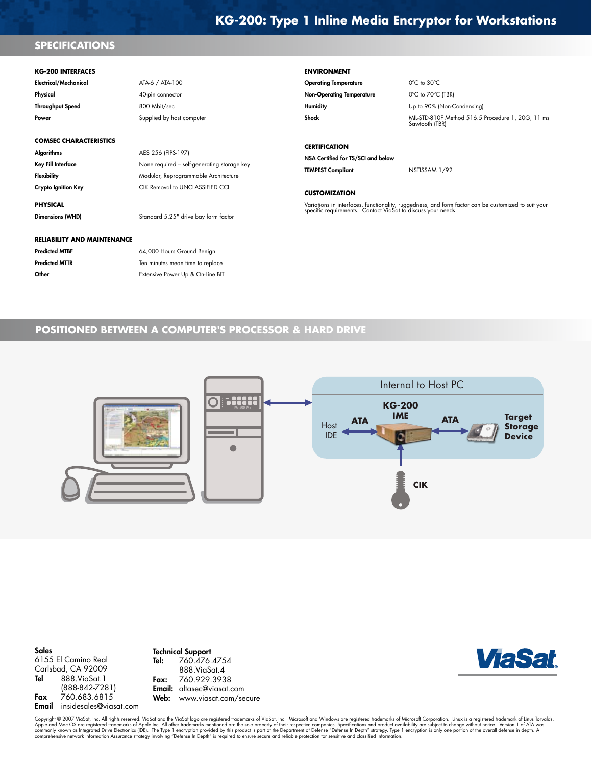## SPECIFICATIONS

### KG-200 INTERFACES

| | |
|---|---|
| **Electrical/Mechanical** | ATA-6 / ATA-100 |
| **Physical** | 40-pin connector |
| **Throughput Speed** | 800 Mbit/sec |
| **Power** | Supplied by host computer |

### COMSEC CHARACTERISTICS

| | |
|---|---|
| **Algorithms** | AES 256 (FIPS-197) |
| **Key Fill Interface** | None required – self-generating storage key |
| **Flexibility** | Modular, Reprogrammable Architecture |
| **Crypto Ignition Key** | CIK Removal to UNCLASSIFIED CCI |

### PHYSICAL

| | |
|---|---|
| **Dimensions (WHD)** | Standard 5.25" drive bay form factor |

### RELIABILITY AND MAINTENANCE

| | |
|---|---|
| **Predicted MTBF** | 64,000 Hours Ground Benign |
| **Predicted MTTR** | Ten minutes mean time to replace |
| **Other** | Extensive Power Up & On-Line BIT |

### ENVIRONMENT

| | |
|---|---|
| **Operating Temperature** | 0°C to 30°C |
| **Non-Operating Temperature** | 0°C to 70°C (TBR) |
| **Humidity** | Up to 90% (Non-Condensing) |
| **Shock** | MIL-STD-810F Method 516.5 Procedure 1, 20G, 11 ms Sawtooth (TBR) |

### CERTIFICATION

| | |
|---|---|
| **NSA Certified for TS/SCI and below** | |
| **TEMPEST Compliant** | NSTISSAM 1/92 |

### CUSTOMIZATION

Variations in interfaces, functionality, ruggedness, and form factor can be customized to suit your specific requirements. Contact ViaSat to discuss your needs.

## POSITIONED BETWEEN A COMPUTER'S PROCESSOR & HARD DRIVE

Internal to Host PC

Host IDE

ATA

KG-200 IME

ATA

Target Storage Device

CIK

**Sales**
6155 El Camino Real
Carlsbad, CA 92009
**Tel** 888.ViaSat.1
(888-842-7281)
**Fax** 760.683.6815
**Email** insidesales@viasat.com

**Technical Support**
**Tel:** 760.476.4754
888.ViaSat.4
**Fax:** 760.929.3938
**Email:** altasec@viasat.com
**Web:** www.viasat.com/secure

ViaSat

Copyright © 2007 ViaSat, Inc. All rights reserved. ViaSat and the ViaSat logo are registered trademarks of ViaSat, Inc. Microsoft and Windows are registered trademarks of Microsoft Corporation. Linux is a registered trademark of Linus Torvalds. Apple and Mac OS are registered trademarks of Apple Inc. All other trademarks mentioned are the sole property of their respective companies. Specifications and product availability are subject to change without notice. Version 1 of ATA was commonly known as Integrated Drive Electronics (IDE). The Type 1 encryption provided by this product is part of the Department of Defense "Defense In Depth" strategy. Type 1 encryption is only one portion of the overall defense in depth. A comprehensive network Information Assurance strategy involving "Defense In Depth" is required to ensure secure and reliable protection for sensitive and classified information.